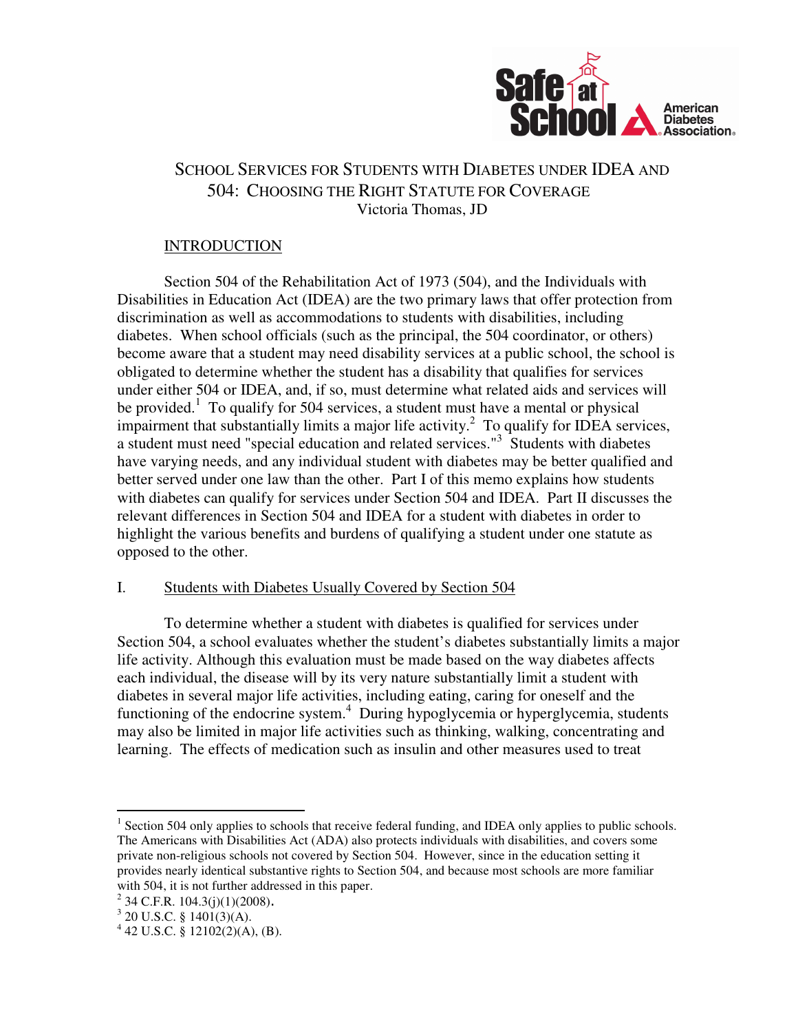# School Services for Students with Diabetes under IDEA and 504: Choosing the Right Statute for Coverage

Victoria Thomas, JD

## INTRODUCTION

Section 504 of the Rehabilitation Act of 1973 (504), and the Individuals with Disabilities in Education Act (IDEA) are the two primary laws that offer protection from discrimination as well as accommodations to students with disabilities, including diabetes. When school officials (such as the principal, the 504 coordinator, or others) become aware that a student may need disability services at a public school, the school is obligated to determine whether the student has a disability that qualifies for services under either 504 or IDEA, and, if so, must determine what related aids and services will be provided.[1] To qualify for 504 services, a student must have a mental or physical impairment that substantially limits a major life activity.[2] To qualify for IDEA services, a student must need "special education and related services."[3] Students with diabetes have varying needs, and any individual student with diabetes may be better qualified and better served under one law than the other. Part I of this memo explains how students with diabetes can qualify for services under Section 504 and IDEA. Part II discusses the relevant differences in Section 504 and IDEA for a student with diabetes in order to highlight the various benefits and burdens of qualifying a student under one statute as opposed to the other.

## I. Students with Diabetes Usually Covered by Section 504

To determine whether a student with diabetes is qualified for services under Section 504, a school evaluates whether the student's diabetes substantially limits a major life activity. Although this evaluation must be made based on the way diabetes affects each individual, the disease will by its very nature substantially limit a student with diabetes in several major life activities, including eating, caring for oneself and the functioning of the endocrine system.[4] During hypoglycemia or hyperglycemia, students may also be limited in major life activities such as thinking, walking, concentrating and learning. The effects of medication such as insulin and other measures used to treat

---

[1] Section 504 only applies to schools that receive federal funding, and IDEA only applies to public schools. The Americans with Disabilities Act (ADA) also protects individuals with disabilities, and covers some private non-religious schools not covered by Section 504. However, since in the education setting it provides nearly identical substantive rights to Section 504, and because most schools are more familiar with 504, it is not further addressed in this paper.

[2] 34 C.F.R. 104.3(j)(1)(2008).

[3] 20 U.S.C. § 1401(3)(A).

[4] 42 U.S.C. § 12102(2)(A), (B).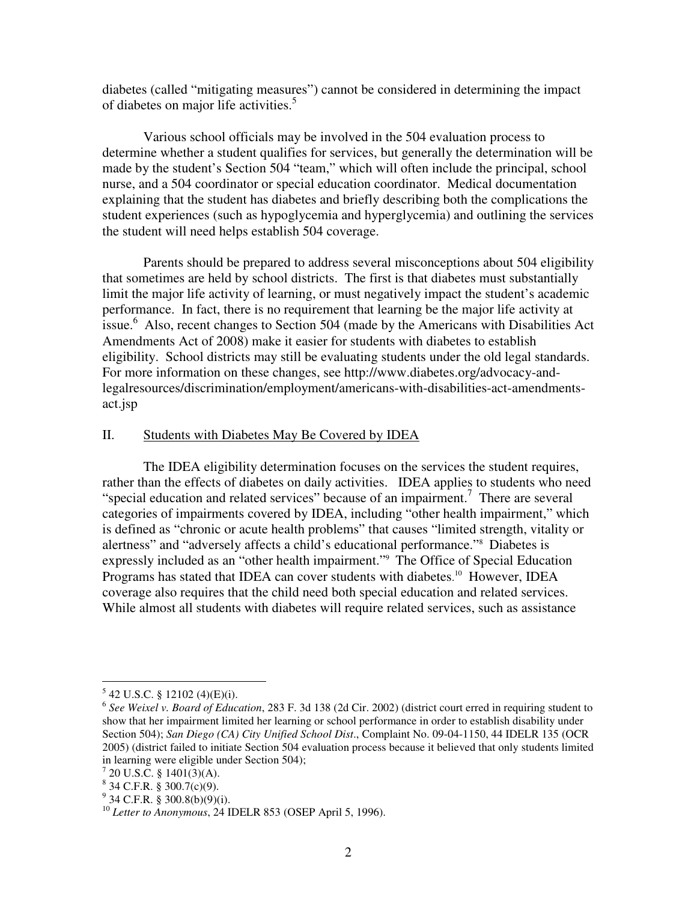diabetes (called "mitigating measures") cannot be considered in determining the impact of diabetes on major life activities.[5]

Various school officials may be involved in the 504 evaluation process to determine whether a student qualifies for services, but generally the determination will be made by the student's Section 504 "team," which will often include the principal, school nurse, and a 504 coordinator or special education coordinator. Medical documentation explaining that the student has diabetes and briefly describing both the complications the student experiences (such as hypoglycemia and hyperglycemia) and outlining the services the student will need helps establish 504 coverage.

Parents should be prepared to address several misconceptions about 504 eligibility that sometimes are held by school districts. The first is that diabetes must substantially limit the major life activity of learning, or must negatively impact the student's academic performance. In fact, there is no requirement that learning be the major life activity at issue.[6] Also, recent changes to Section 504 (made by the Americans with Disabilities Act Amendments Act of 2008) make it easier for students with diabetes to establish eligibility. School districts may still be evaluating students under the old legal standards. For more information on these changes, see http://www.diabetes.org/advocacy-and-legalresources/discrimination/employment/americans-with-disabilities-act-amendments-act.jsp

## II. Students with Diabetes May Be Covered by IDEA

The IDEA eligibility determination focuses on the services the student requires, rather than the effects of diabetes on daily activities. IDEA applies to students who need "special education and related services" because of an impairment.[7] There are several categories of impairments covered by IDEA, including "other health impairment," which is defined as "chronic or acute health problems" that causes "limited strength, vitality or alertness" and "adversely affects a child's educational performance."[8] Diabetes is expressly included as an "other health impairment."[9] The Office of Special Education Programs has stated that IDEA can cover students with diabetes.[10] However, IDEA coverage also requires that the child need both special education and related services. While almost all students with diabetes will require related services, such as assistance

---

[5] 42 U.S.C. § 12102 (4)(E)(i).

[6] *See Weixel v. Board of Education*, 283 F. 3d 138 (2d Cir. 2002) (district court erred in requiring student to show that her impairment limited her learning or school performance in order to establish disability under Section 504); *San Diego (CA) City Unified School Dist*., Complaint No. 09-04-1150, 44 IDELR 135 (OCR 2005) (district failed to initiate Section 504 evaluation process because it believed that only students limited in learning were eligible under Section 504);

[7] 20 U.S.C. § 1401(3)(A).

[8] 34 C.F.R. § 300.7(c)(9).

[9] 34 C.F.R. § 300.8(b)(9)(i).

[10] *Letter to Anonymous*, 24 IDELR 853 (OSEP April 5, 1996).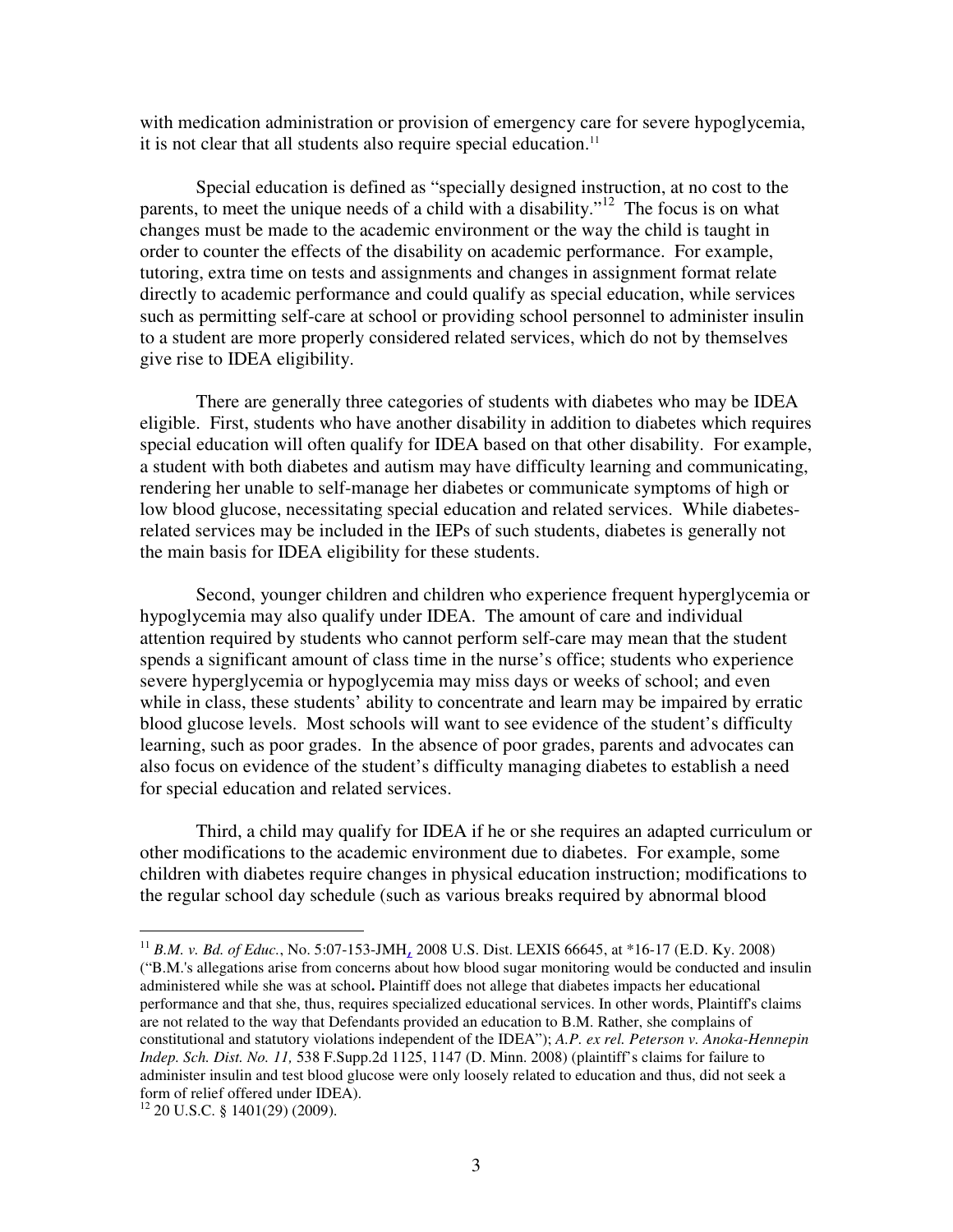with medication administration or provision of emergency care for severe hypoglycemia, it is not clear that all students also require special education.[11]

Special education is defined as "specially designed instruction, at no cost to the parents, to meet the unique needs of a child with a disability."[12] The focus is on what changes must be made to the academic environment or the way the child is taught in order to counter the effects of the disability on academic performance. For example, tutoring, extra time on tests and assignments and changes in assignment format relate directly to academic performance and could qualify as special education, while services such as permitting self-care at school or providing school personnel to administer insulin to a student are more properly considered related services, which do not by themselves give rise to IDEA eligibility.

There are generally three categories of students with diabetes who may be IDEA eligible. First, students who have another disability in addition to diabetes which requires special education will often qualify for IDEA based on that other disability. For example, a student with both diabetes and autism may have difficulty learning and communicating, rendering her unable to self-manage her diabetes or communicate symptoms of high or low blood glucose, necessitating special education and related services. While diabetes-related services may be included in the IEPs of such students, diabetes is generally not the main basis for IDEA eligibility for these students.

Second, younger children and children who experience frequent hyperglycemia or hypoglycemia may also qualify under IDEA. The amount of care and individual attention required by students who cannot perform self-care may mean that the student spends a significant amount of class time in the nurse's office; students who experience severe hyperglycemia or hypoglycemia may miss days or weeks of school; and even while in class, these students' ability to concentrate and learn may be impaired by erratic blood glucose levels. Most schools will want to see evidence of the student's difficulty learning, such as poor grades. In the absence of poor grades, parents and advocates can also focus on evidence of the student's difficulty managing diabetes to establish a need for special education and related services.

Third, a child may qualify for IDEA if he or she requires an adapted curriculum or other modifications to the academic environment due to diabetes. For example, some children with diabetes require changes in physical education instruction; modifications to the regular school day schedule (such as various breaks required by abnormal blood

---

[11] *B.M. v. Bd. of Educ.*, No. 5:07-153-JMH, 2008 U.S. Dist. LEXIS 66645, at *16-17 (E.D. Ky. 2008) ("B.M.'s allegations arise from concerns about how blood sugar monitoring would be conducted and insulin administered while she was at school. Plaintiff does not allege that diabetes impacts her educational performance and that she, thus, requires specialized educational services. In other words, Plaintiff's claims are not related to the way that Defendants provided an education to B.M. Rather, she complains of constitutional and statutory violations independent of the IDEA"); *A.P. ex rel. Peterson v. Anoka-Hennepin Indep. Sch. Dist. No. 11,* 538 F.Supp.2d 1125, 1147 (D. Minn. 2008) (plaintiff's claims for failure to administer insulin and test blood glucose were only loosely related to education and thus, did not seek a form of relief offered under IDEA).

[12] 20 U.S.C. § 1401(29) (2009).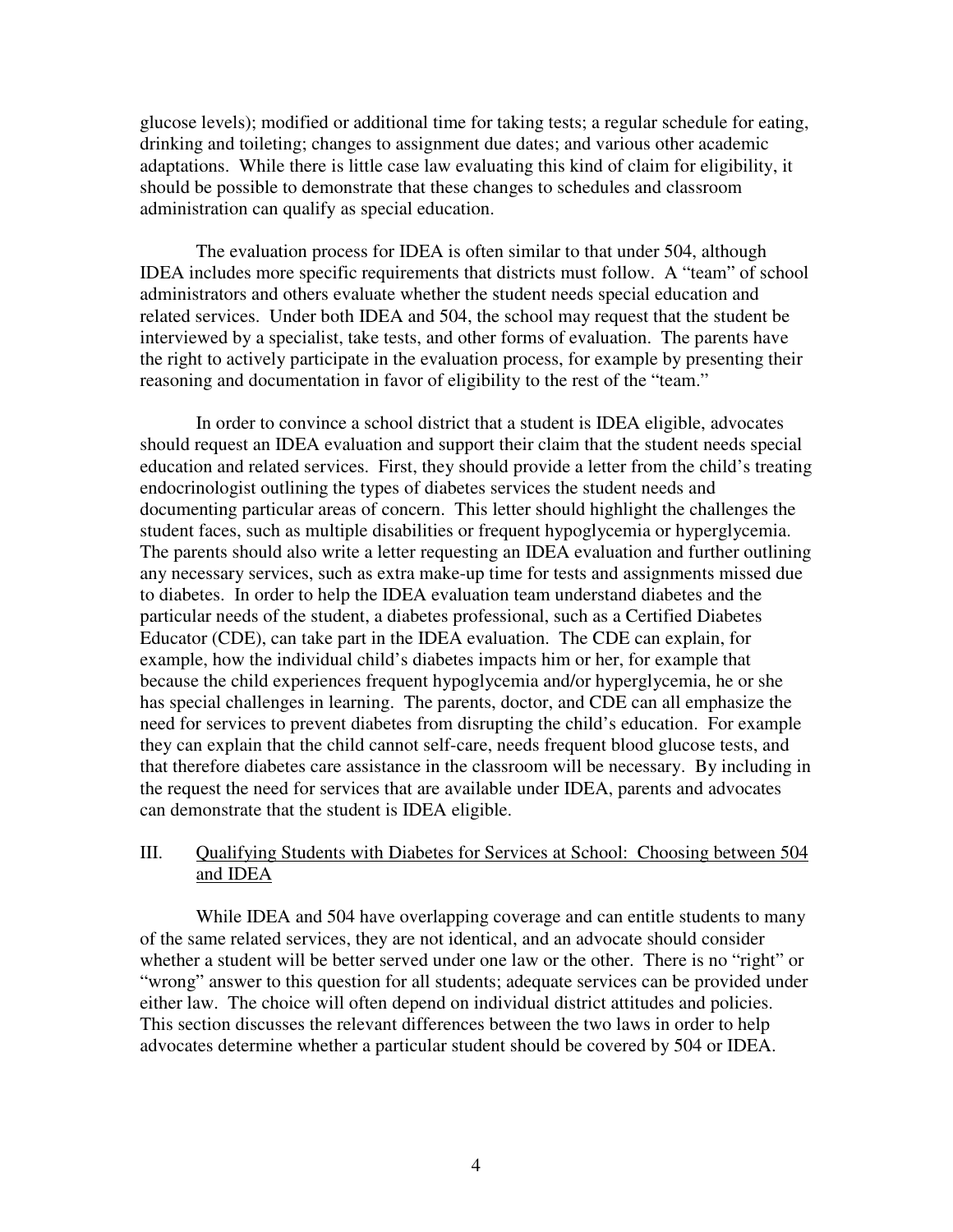glucose levels); modified or additional time for taking tests; a regular schedule for eating, drinking and toileting; changes to assignment due dates; and various other academic adaptations. While there is little case law evaluating this kind of claim for eligibility, it should be possible to demonstrate that these changes to schedules and classroom administration can qualify as special education.

The evaluation process for IDEA is often similar to that under 504, although IDEA includes more specific requirements that districts must follow. A "team" of school administrators and others evaluate whether the student needs special education and related services. Under both IDEA and 504, the school may request that the student be interviewed by a specialist, take tests, and other forms of evaluation. The parents have the right to actively participate in the evaluation process, for example by presenting their reasoning and documentation in favor of eligibility to the rest of the "team."

In order to convince a school district that a student is IDEA eligible, advocates should request an IDEA evaluation and support their claim that the student needs special education and related services. First, they should provide a letter from the child's treating endocrinologist outlining the types of diabetes services the student needs and documenting particular areas of concern. This letter should highlight the challenges the student faces, such as multiple disabilities or frequent hypoglycemia or hyperglycemia. The parents should also write a letter requesting an IDEA evaluation and further outlining any necessary services, such as extra make-up time for tests and assignments missed due to diabetes. In order to help the IDEA evaluation team understand diabetes and the particular needs of the student, a diabetes professional, such as a Certified Diabetes Educator (CDE), can take part in the IDEA evaluation. The CDE can explain, for example, how the individual child's diabetes impacts him or her, for example that because the child experiences frequent hypoglycemia and/or hyperglycemia, he or she has special challenges in learning. The parents, doctor, and CDE can all emphasize the need for services to prevent diabetes from disrupting the child's education. For example they can explain that the child cannot self-care, needs frequent blood glucose tests, and that therefore diabetes care assistance in the classroom will be necessary. By including in the request the need for services that are available under IDEA, parents and advocates can demonstrate that the student is IDEA eligible.

## III. Qualifying Students with Diabetes for Services at School: Choosing between 504 and IDEA

While IDEA and 504 have overlapping coverage and can entitle students to many of the same related services, they are not identical, and an advocate should consider whether a student will be better served under one law or the other. There is no "right" or "wrong" answer to this question for all students; adequate services can be provided under either law. The choice will often depend on individual district attitudes and policies. This section discusses the relevant differences between the two laws in order to help advocates determine whether a particular student should be covered by 504 or IDEA.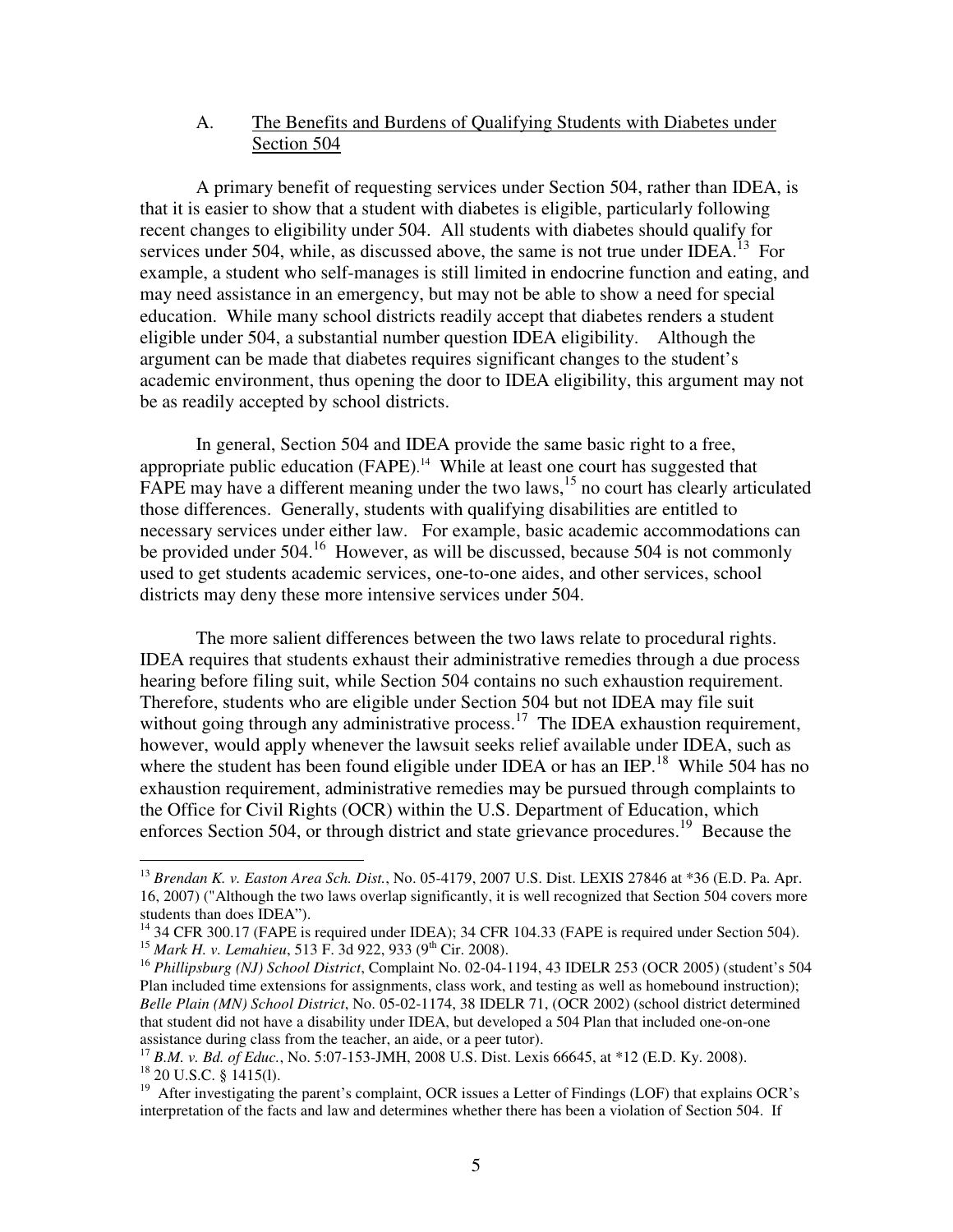### A. The Benefits and Burdens of Qualifying Students with Diabetes under Section 504

A primary benefit of requesting services under Section 504, rather than IDEA, is that it is easier to show that a student with diabetes is eligible, particularly following recent changes to eligibility under 504. All students with diabetes should qualify for services under 504, while, as discussed above, the same is not true under IDEA.[13] For example, a student who self-manages is still limited in endocrine function and eating, and may need assistance in an emergency, but may not be able to show a need for special education. While many school districts readily accept that diabetes renders a student eligible under 504, a substantial number question IDEA eligibility. Although the argument can be made that diabetes requires significant changes to the student's academic environment, thus opening the door to IDEA eligibility, this argument may not be as readily accepted by school districts.

In general, Section 504 and IDEA provide the same basic right to a free, appropriate public education (FAPE).[14] While at least one court has suggested that FAPE may have a different meaning under the two laws,[15] no court has clearly articulated those differences. Generally, students with qualifying disabilities are entitled to necessary services under either law. For example, basic academic accommodations can be provided under 504.[16] However, as will be discussed, because 504 is not commonly used to get students academic services, one-to-one aides, and other services, school districts may deny these more intensive services under 504.

The more salient differences between the two laws relate to procedural rights. IDEA requires that students exhaust their administrative remedies through a due process hearing before filing suit, while Section 504 contains no such exhaustion requirement. Therefore, students who are eligible under Section 504 but not IDEA may file suit without going through any administrative process.[17] The IDEA exhaustion requirement, however, would apply whenever the lawsuit seeks relief available under IDEA, such as where the student has been found eligible under IDEA or has an IEP.[18] While 504 has no exhaustion requirement, administrative remedies may be pursued through complaints to the Office for Civil Rights (OCR) within the U.S. Department of Education, which enforces Section 504, or through district and state grievance procedures.[19] Because the

---

[13] *Brendan K. v. Easton Area Sch. Dist.*, No. 05-4179, 2007 U.S. Dist. LEXIS 27846 at *36 (E.D. Pa. Apr. 16, 2007) ("Although the two laws overlap significantly, it is well recognized that Section 504 covers more students than does IDEA").

[14] 34 CFR 300.17 (FAPE is required under IDEA); 34 CFR 104.33 (FAPE is required under Section 504).

[15] *Mark H. v. Lemahieu*, 513 F. 3d 922, 933 (9th Cir. 2008).

[16] *Phillipsburg (NJ) School District*, Complaint No. 02-04-1194, 43 IDELR 253 (OCR 2005) (student's 504 Plan included time extensions for assignments, class work, and testing as well as homebound instruction); *Belle Plain (MN) School District*, No. 05-02-1174, 38 IDELR 71, (OCR 2002) (school district determined that student did not have a disability under IDEA, but developed a 504 Plan that included one-on-one assistance during class from the teacher, an aide, or a peer tutor).

[17] *B.M. v. Bd. of Educ.*, No. 5:07-153-JMH, 2008 U.S. Dist. Lexis 66645, at *12 (E.D. Ky. 2008).

[18] 20 U.S.C. § 1415(l).

[19] After investigating the parent's complaint, OCR issues a Letter of Findings (LOF) that explains OCR's interpretation of the facts and law and determines whether there has been a violation of Section 504. If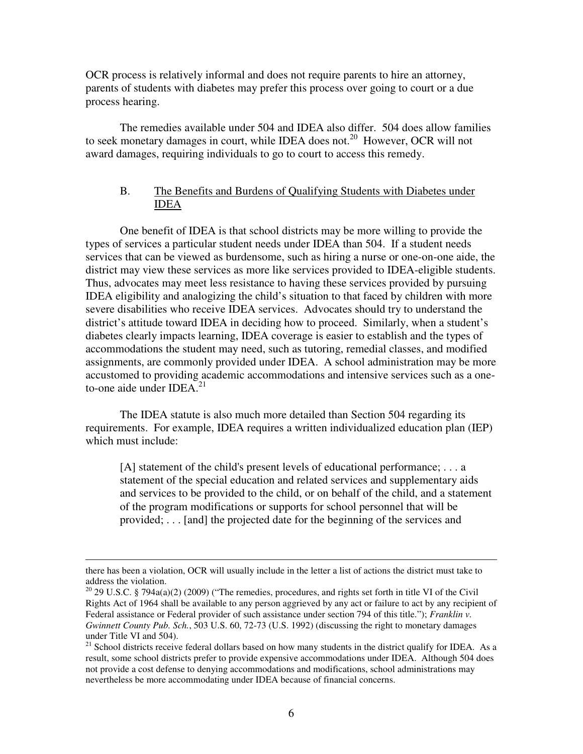OCR process is relatively informal and does not require parents to hire an attorney, parents of students with diabetes may prefer this process over going to court or a due process hearing.

The remedies available under 504 and IDEA also differ. 504 does allow families to seek monetary damages in court, while IDEA does not.[20] However, OCR will not award damages, requiring individuals to go to court to access this remedy.

### B. The Benefits and Burdens of Qualifying Students with Diabetes under IDEA

One benefit of IDEA is that school districts may be more willing to provide the types of services a particular student needs under IDEA than 504. If a student needs services that can be viewed as burdensome, such as hiring a nurse or one-on-one aide, the district may view these services as more like services provided to IDEA-eligible students. Thus, advocates may meet less resistance to having these services provided by pursuing IDEA eligibility and analogizing the child's situation to that faced by children with more severe disabilities who receive IDEA services. Advocates should try to understand the district's attitude toward IDEA in deciding how to proceed. Similarly, when a student's diabetes clearly impacts learning, IDEA coverage is easier to establish and the types of accommodations the student may need, such as tutoring, remedial classes, and modified assignments, are commonly provided under IDEA. A school administration may be more accustomed to providing academic accommodations and intensive services such as a one-to-one aide under IDEA.[21]

The IDEA statute is also much more detailed than Section 504 regarding its requirements. For example, IDEA requires a written individualized education plan (IEP) which must include:

> [A] statement of the child's present levels of educational performance; . . . a statement of the special education and related services and supplementary aids and services to be provided to the child, or on behalf of the child, and a statement of the program modifications or supports for school personnel that will be provided; . . . [and] the projected date for the beginning of the services and

---

there has been a violation, OCR will usually include in the letter a list of actions the district must take to address the violation.

[20] 29 U.S.C. § 794a(a)(2) (2009) ("The remedies, procedures, and rights set forth in title VI of the Civil Rights Act of 1964 shall be available to any person aggrieved by any act or failure to act by any recipient of Federal assistance or Federal provider of such assistance under section 794 of this title."); *Franklin v. Gwinnett County Pub. Sch.*, 503 U.S. 60, 72-73 (U.S. 1992) (discussing the right to monetary damages under Title VI and 504).

[21] School districts receive federal dollars based on how many students in the district qualify for IDEA. As a result, some school districts prefer to provide expensive accommodations under IDEA. Although 504 does not provide a cost defense to denying accommodations and modifications, school administrations may nevertheless be more accommodating under IDEA because of financial concerns.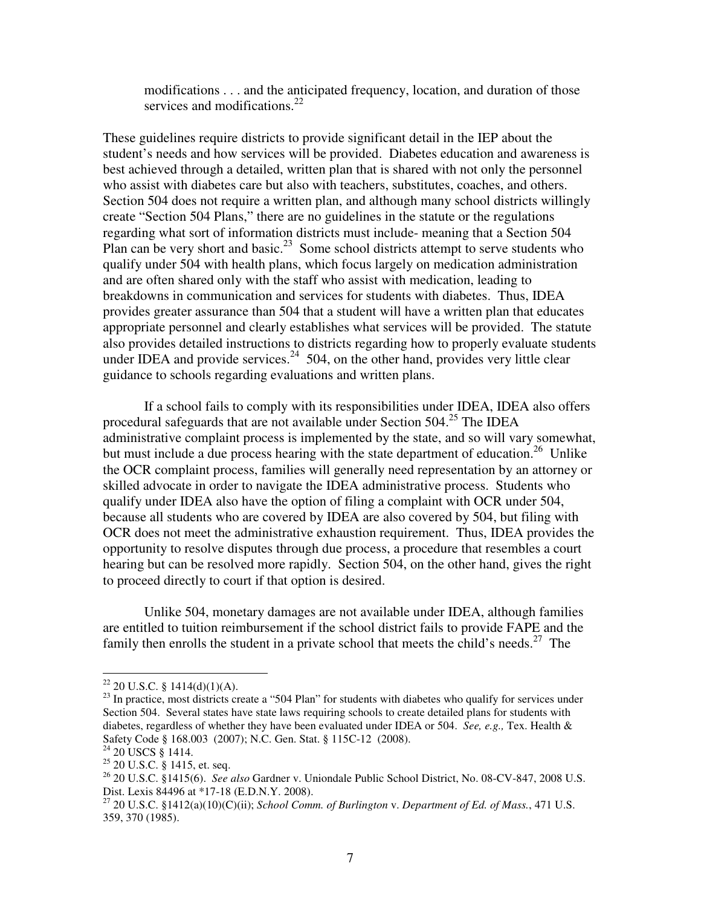> modifications . . . and the anticipated frequency, location, and duration of those services and modifications.[22]

These guidelines require districts to provide significant detail in the IEP about the student's needs and how services will be provided. Diabetes education and awareness is best achieved through a detailed, written plan that is shared with not only the personnel who assist with diabetes care but also with teachers, substitutes, coaches, and others. Section 504 does not require a written plan, and although many school districts willingly create "Section 504 Plans," there are no guidelines in the statute or the regulations regarding what sort of information districts must include- meaning that a Section 504 Plan can be very short and basic.[23] Some school districts attempt to serve students who qualify under 504 with health plans, which focus largely on medication administration and are often shared only with the staff who assist with medication, leading to breakdowns in communication and services for students with diabetes. Thus, IDEA provides greater assurance than 504 that a student will have a written plan that educates appropriate personnel and clearly establishes what services will be provided. The statute also provides detailed instructions to districts regarding how to properly evaluate students under IDEA and provide services.[24] 504, on the other hand, provides very little clear guidance to schools regarding evaluations and written plans.

If a school fails to comply with its responsibilities under IDEA, IDEA also offers procedural safeguards that are not available under Section 504.[25] The IDEA administrative complaint process is implemented by the state, and so will vary somewhat, but must include a due process hearing with the state department of education.[26] Unlike the OCR complaint process, families will generally need representation by an attorney or skilled advocate in order to navigate the IDEA administrative process. Students who qualify under IDEA also have the option of filing a complaint with OCR under 504, because all students who are covered by IDEA are also covered by 504, but filing with OCR does not meet the administrative exhaustion requirement. Thus, IDEA provides the opportunity to resolve disputes through due process, a procedure that resembles a court hearing but can be resolved more rapidly. Section 504, on the other hand, gives the right to proceed directly to court if that option is desired.

Unlike 504, monetary damages are not available under IDEA, although families are entitled to tuition reimbursement if the school district fails to provide FAPE and the family then enrolls the student in a private school that meets the child's needs.[27] The

---

[22] 20 U.S.C. § 1414(d)(1)(A).

[23] In practice, most districts create a "504 Plan" for students with diabetes who qualify for services under Section 504. Several states have state laws requiring schools to create detailed plans for students with diabetes, regardless of whether they have been evaluated under IDEA or 504. *See, e.g.,* Tex. Health & Safety Code § 168.003 (2007); N.C. Gen. Stat. § 115C-12 (2008).

[24] 20 USCS § 1414.

[25] 20 U.S.C. § 1415, et. seq.

[26] 20 U.S.C. §1415(6). *See also* Gardner v. Uniondale Public School District, No. 08-CV-847, 2008 U.S. Dist. Lexis 84496 at *17-18 (E.D.N.Y. 2008).

[27] 20 U.S.C. §1412(a)(10)(C)(ii); *School Comm. of Burlington* v. *Department of Ed. of Mass.*, 471 U.S. 359, 370 (1985).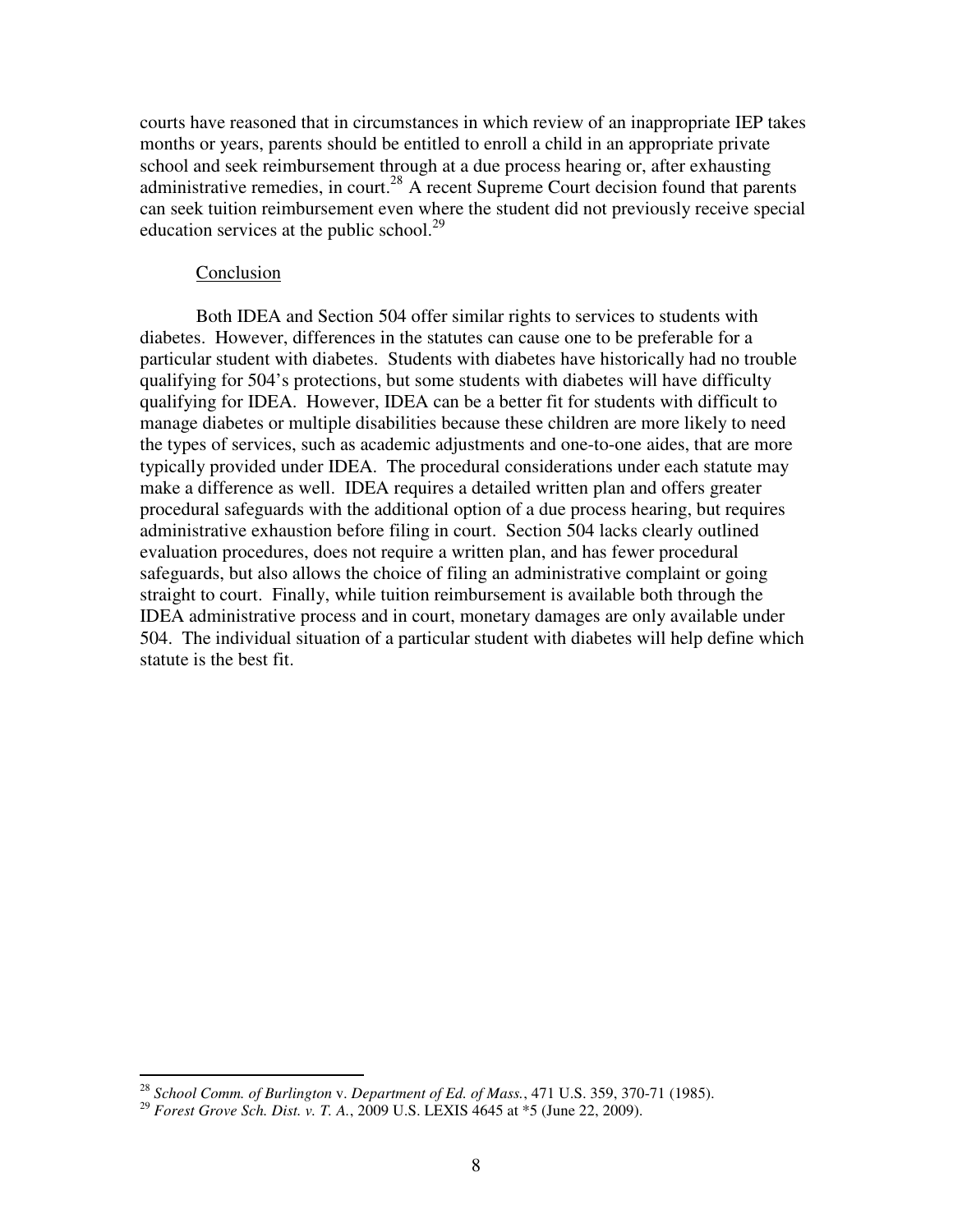courts have reasoned that in circumstances in which review of an inappropriate IEP takes months or years, parents should be entitled to enroll a child in an appropriate private school and seek reimbursement through at a due process hearing or, after exhausting administrative remedies, in court.[28] A recent Supreme Court decision found that parents can seek tuition reimbursement even where the student did not previously receive special education services at the public school.[29]

Conclusion

Both IDEA and Section 504 offer similar rights to services to students with diabetes. However, differences in the statutes can cause one to be preferable for a particular student with diabetes. Students with diabetes have historically had no trouble qualifying for 504's protections, but some students with diabetes will have difficulty qualifying for IDEA. However, IDEA can be a better fit for students with difficult to manage diabetes or multiple disabilities because these children are more likely to need the types of services, such as academic adjustments and one-to-one aides, that are more typically provided under IDEA. The procedural considerations under each statute may make a difference as well. IDEA requires a detailed written plan and offers greater procedural safeguards with the additional option of a due process hearing, but requires administrative exhaustion before filing in court. Section 504 lacks clearly outlined evaluation procedures, does not require a written plan, and has fewer procedural safeguards, but also allows the choice of filing an administrative complaint or going straight to court. Finally, while tuition reimbursement is available both through the IDEA administrative process and in court, monetary damages are only available under 504. The individual situation of a particular student with diabetes will help define which statute is the best fit.

---

[28] *School Comm. of Burlington* v. *Department of Ed. of Mass.*, 471 U.S. 359, 370-71 (1985).

[29] *Forest Grove Sch. Dist. v. T. A.*, 2009 U.S. LEXIS 4645 at *5 (June 22, 2009).